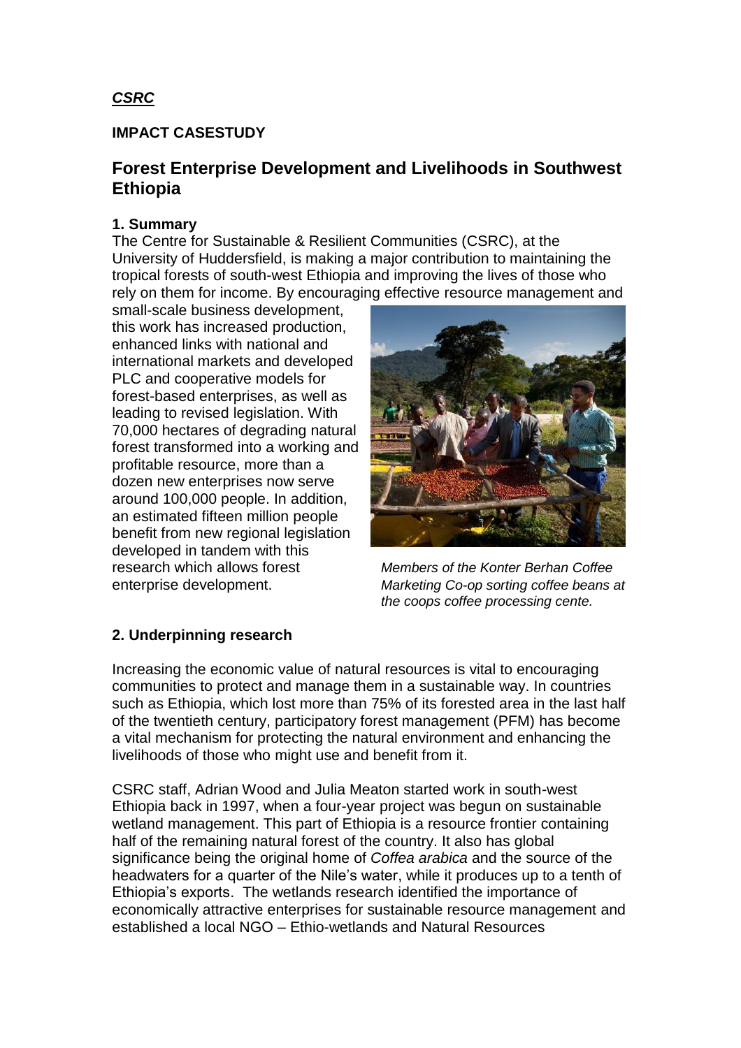*CSRC*

**IMPACT CASESTUDY**

## Forest Enterprise Development and Livelihoods in Southwest Ethiopia

### 1. Summary

The Centre for Sustainable & Resilient Communities (CSRC), at the University of Huddersfield, is making a major contribution to maintaining the tropical forests of south-west Ethiopia and improving the lives of those who rely on them for income. By encouraging effective resource management and small-scale business development, this work has increased production, enhanced links with national and international markets and developed PLC and cooperative models for forest-based enterprises, as well as leading to revised legislation. With 70,000 hectares of degrading natural forest transformed into a working and profitable resource, more than a dozen new enterprises now serve around 100,000 people. In addition, an estimated fifteen million people benefit from new regional legislation developed in tandem with this research which allows forest enterprise development.

*Members of the Konter Berhan Coffee Marketing Co-op sorting coffee beans at the coops coffee processing cente.*

### 2. Underpinning research

Increasing the economic value of natural resources is vital to encouraging communities to protect and manage them in a sustainable way. In countries such as Ethiopia, which lost more than 75% of its forested area in the last half of the twentieth century, participatory forest management (PFM) has become a vital mechanism for protecting the natural environment and enhancing the livelihoods of those who might use and benefit from it.

CSRC staff, Adrian Wood and Julia Meaton started work in south-west Ethiopia back in 1997, when a four-year project was begun on sustainable wetland management. This part of Ethiopia is a resource frontier containing half of the remaining natural forest of the country. It also has global significance being the original home of *Coffea arabica* and the source of the headwaters for a quarter of the Nile's water, while it produces up to a tenth of Ethiopia's exports. The wetlands research identified the importance of economically attractive enterprises for sustainable resource management and established a local NGO – Ethio-wetlands and Natural Resources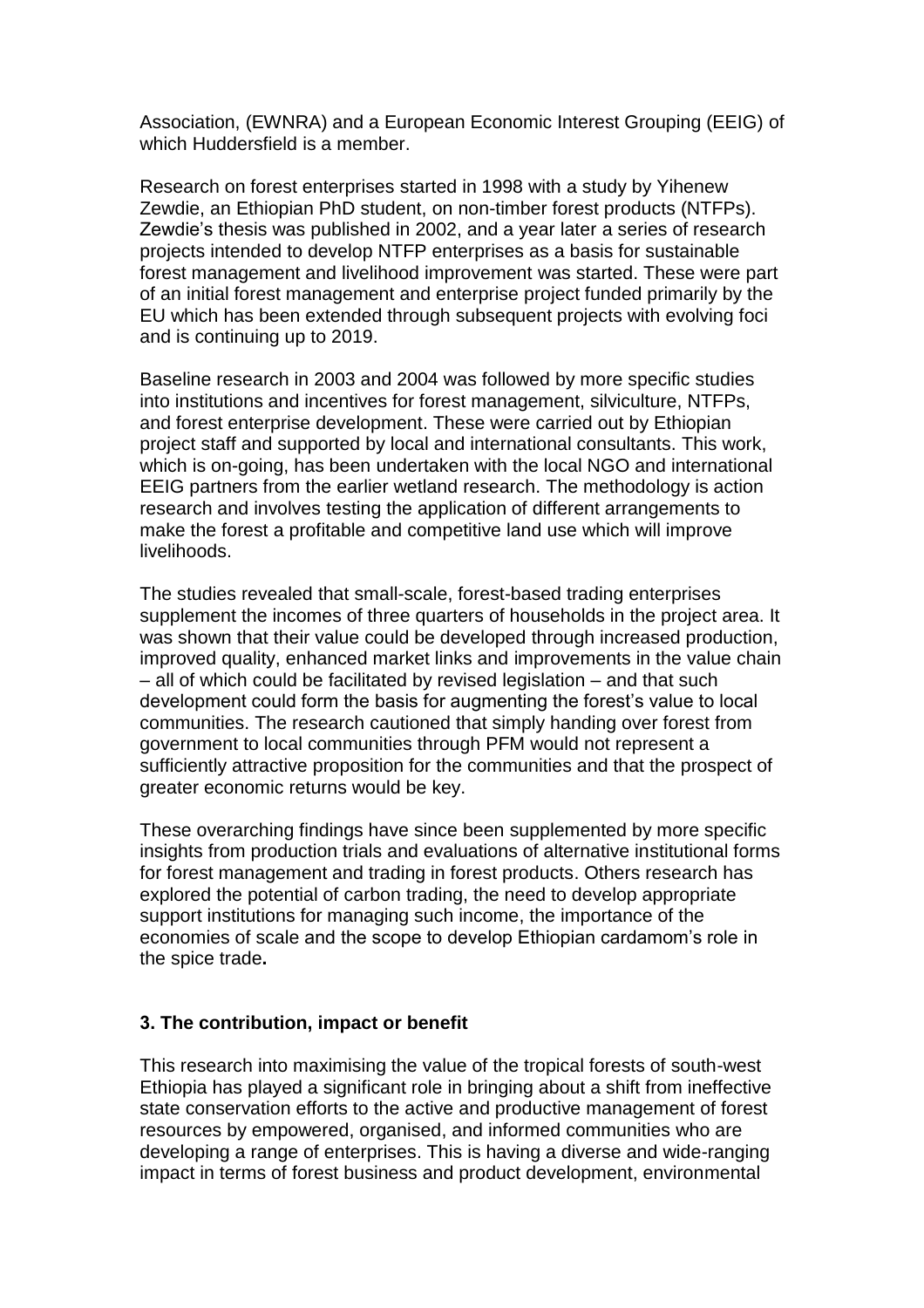Association, (EWNRA) and a European Economic Interest Grouping (EEIG) of which Huddersfield is a member.

Research on forest enterprises started in 1998 with a study by Yihenew Zewdie, an Ethiopian PhD student, on non-timber forest products (NTFPs). Zewdie's thesis was published in 2002, and a year later a series of research projects intended to develop NTFP enterprises as a basis for sustainable forest management and livelihood improvement was started. These were part of an initial forest management and enterprise project funded primarily by the EU which has been extended through subsequent projects with evolving foci and is continuing up to 2019.

Baseline research in 2003 and 2004 was followed by more specific studies into institutions and incentives for forest management, silviculture, NTFPs, and forest enterprise development. These were carried out by Ethiopian project staff and supported by local and international consultants. This work, which is on-going, has been undertaken with the local NGO and international EEIG partners from the earlier wetland research. The methodology is action research and involves testing the application of different arrangements to make the forest a profitable and competitive land use which will improve livelihoods.

The studies revealed that small-scale, forest-based trading enterprises supplement the incomes of three quarters of households in the project area. It was shown that their value could be developed through increased production, improved quality, enhanced market links and improvements in the value chain – all of which could be facilitated by revised legislation – and that such development could form the basis for augmenting the forest's value to local communities. The research cautioned that simply handing over forest from government to local communities through PFM would not represent a sufficiently attractive proposition for the communities and that the prospect of greater economic returns would be key.

These overarching findings have since been supplemented by more specific insights from production trials and evaluations of alternative institutional forms for forest management and trading in forest products. Others research has explored the potential of carbon trading, the need to develop appropriate support institutions for managing such income, the importance of the economies of scale and the scope to develop Ethiopian cardamom's role in the spice trade**.**

### 3. The contribution, impact or benefit

This research into maximising the value of the tropical forests of south-west Ethiopia has played a significant role in bringing about a shift from ineffective state conservation efforts to the active and productive management of forest resources by empowered, organised, and informed communities who are developing a range of enterprises. This is having a diverse and wide-ranging impact in terms of forest business and product development, environmental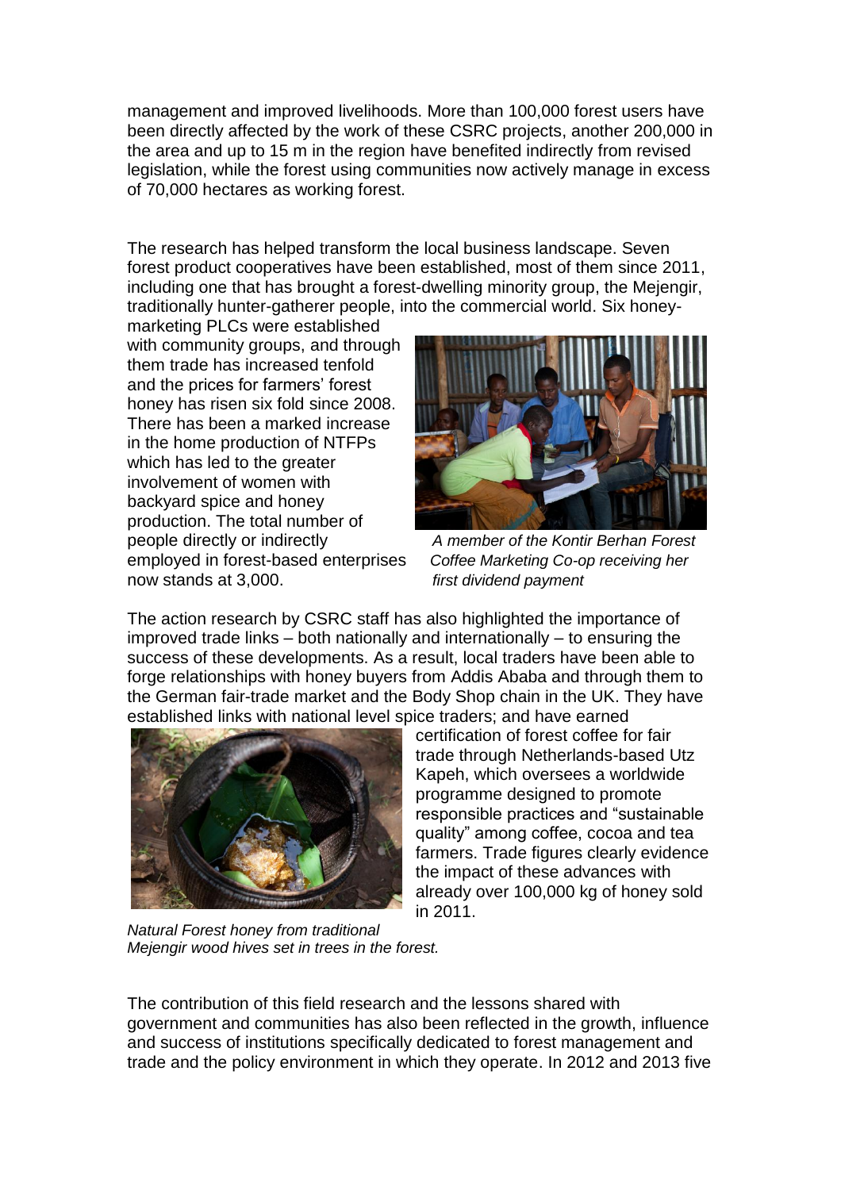management and improved livelihoods. More than 100,000 forest users have been directly affected by the work of these CSRC projects, another 200,000 in the area and up to 15 m in the region have benefited indirectly from revised legislation, while the forest using communities now actively manage in excess of 70,000 hectares as working forest.

The research has helped transform the local business landscape. Seven forest product cooperatives have been established, most of them since 2011, including one that has brought a forest-dwelling minority group, the Mejengir, traditionally hunter-gatherer people, into the commercial world. Six honey-marketing PLCs were established with community groups, and through them trade has increased tenfold and the prices for farmers' forest honey has risen six fold since 2008. There has been a marked increase in the home production of NTFPs which has led to the greater involvement of women with backyard spice and honey production. The total number of people directly or indirectly employed in forest-based enterprises now stands at 3,000.

*A member of the Kontir Berhan Forest Coffee Marketing Co-op receiving her first dividend payment*

The action research by CSRC staff has also highlighted the importance of improved trade links – both nationally and internationally – to ensuring the success of these developments. As a result, local traders have been able to forge relationships with honey buyers from Addis Ababa and through them to the German fair-trade market and the Body Shop chain in the UK. They have established links with national level spice traders; and have earned certification of forest coffee for fair trade through Netherlands-based Utz Kapeh, which oversees a worldwide programme designed to promote responsible practices and "sustainable quality" among coffee, cocoa and tea farmers. Trade figures clearly evidence the impact of these advances with already over 100,000 kg of honey sold in 2011.

*Natural Forest honey from traditional Mejengir wood hives set in trees in the forest.*

The contribution of this field research and the lessons shared with government and communities has also been reflected in the growth, influence and success of institutions specifically dedicated to forest management and trade and the policy environment in which they operate. In 2012 and 2013 five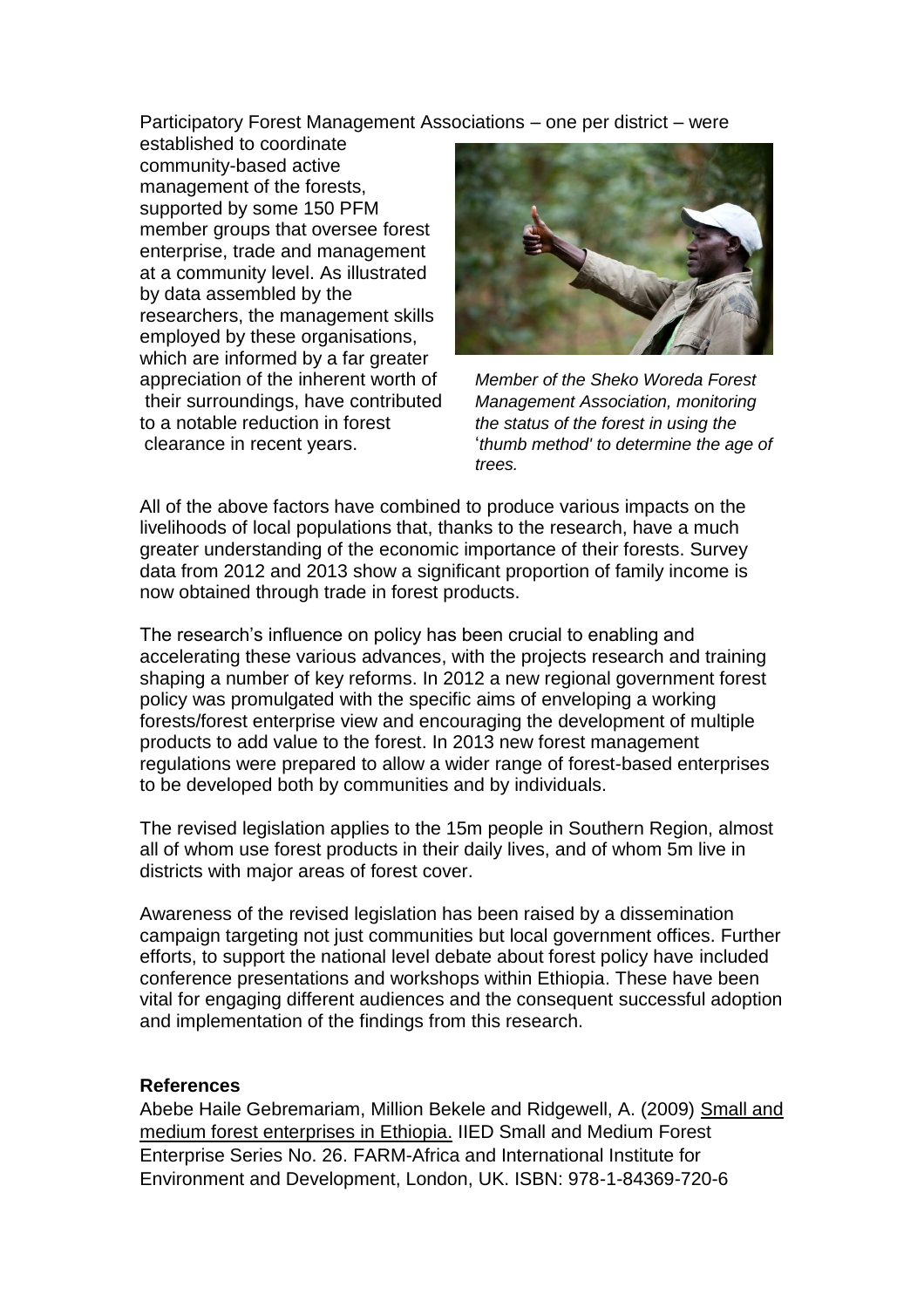Participatory Forest Management Associations – one per district – were established to coordinate community-based active management of the forests, supported by some 150 PFM member groups that oversee forest enterprise, trade and management at a community level. As illustrated by data assembled by the researchers, the management skills employed by these organisations, which are informed by a far greater appreciation of the inherent worth of their surroundings, have contributed to a notable reduction in forest clearance in recent years.

*Member of the Sheko Woreda Forest Management Association, monitoring the status of the forest in using the 'thumb method' to determine the age of trees.*

All of the above factors have combined to produce various impacts on the livelihoods of local populations that, thanks to the research, have a much greater understanding of the economic importance of their forests. Survey data from 2012 and 2013 show a significant proportion of family income is now obtained through trade in forest products.

The research's influence on policy has been crucial to enabling and accelerating these various advances, with the projects research and training shaping a number of key reforms. In 2012 a new regional government forest policy was promulgated with the specific aims of enveloping a working forests/forest enterprise view and encouraging the development of multiple products to add value to the forest. In 2013 new forest management regulations were prepared to allow a wider range of forest-based enterprises to be developed both by communities and by individuals.

The revised legislation applies to the 15m people in Southern Region, almost all of whom use forest products in their daily lives, and of whom 5m live in districts with major areas of forest cover.

Awareness of the revised legislation has been raised by a dissemination campaign targeting not just communities but local government offices. Further efforts, to support the national level debate about forest policy have included conference presentations and workshops within Ethiopia. These have been vital for engaging different audiences and the consequent successful adoption and implementation of the findings from this research.

**References**

Abebe Haile Gebremariam, Million Bekele and Ridgewell, A. (2009) Small and medium forest enterprises in Ethiopia. IIED Small and Medium Forest Enterprise Series No. 26. FARM-Africa and International Institute for Environment and Development, London, UK. ISBN: 978-1-84369-720-6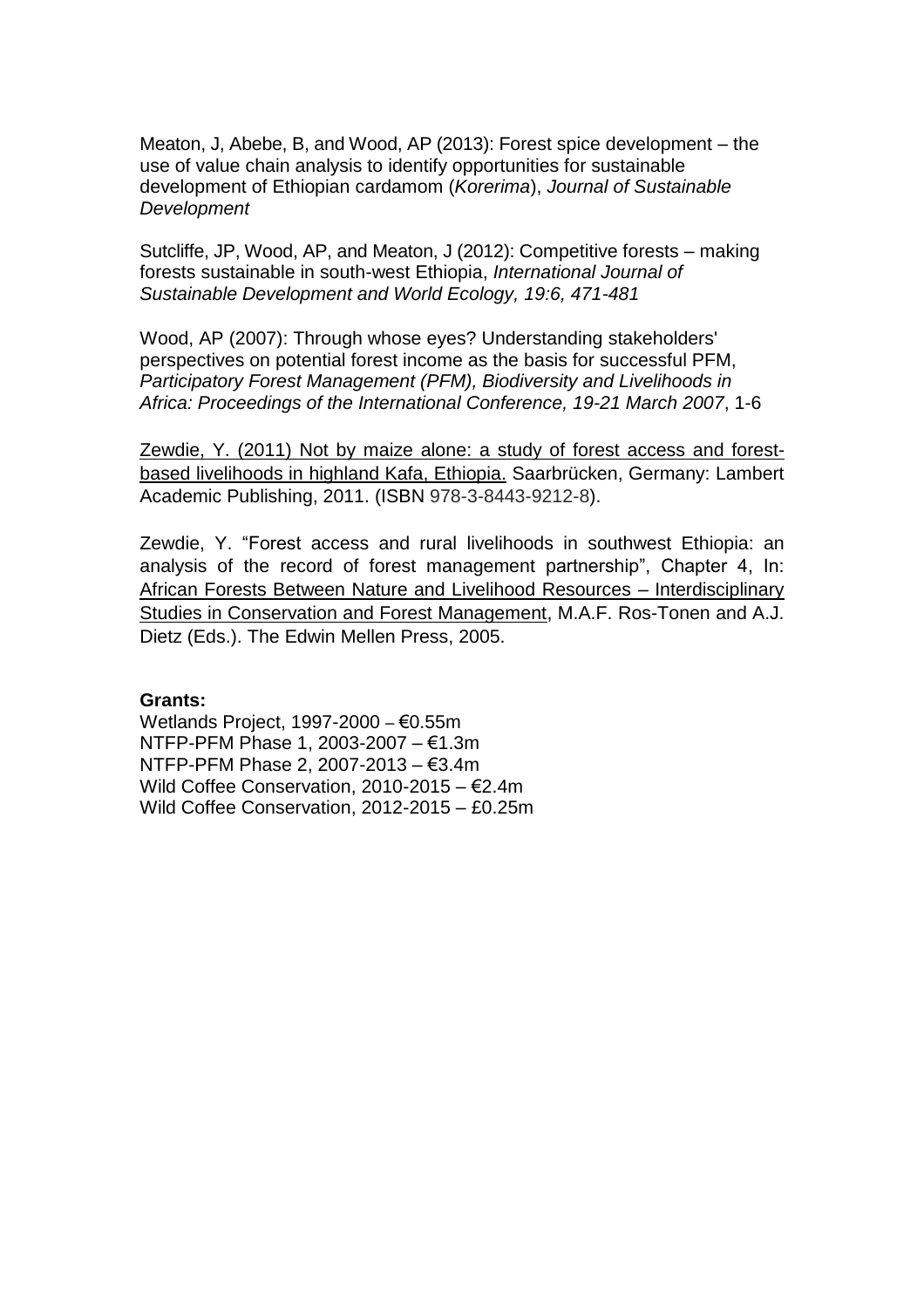Meaton, J, Abebe, B, and Wood, AP (2013): Forest spice development – the use of value chain analysis to identify opportunities for sustainable development of Ethiopian cardamom (*Korerima*), *Journal of Sustainable Development*

Sutcliffe, JP, Wood, AP, and Meaton, J (2012): Competitive forests – making forests sustainable in south-west Ethiopia, *International Journal of Sustainable Development and World Ecology, 19:6, 471-481*

Wood, AP (2007): Through whose eyes? Understanding stakeholders' perspectives on potential forest income as the basis for successful PFM, *Participatory Forest Management (PFM), Biodiversity and Livelihoods in Africa: Proceedings of the International Conference, 19-21 March 2007*, 1-6

Zewdie, Y. (2011) Not by maize alone: a study of forest access and forest-based livelihoods in highland Kafa, Ethiopia. Saarbrücken, Germany: Lambert Academic Publishing, 2011. (ISBN 978-3-8443-9212-8).

Zewdie, Y. "Forest access and rural livelihoods in southwest Ethiopia: an analysis of the record of forest management partnership", Chapter 4, In: African Forests Between Nature and Livelihood Resources – Interdisciplinary Studies in Conservation and Forest Management, M.A.F. Ros-Tonen and A.J. Dietz (Eds.). The Edwin Mellen Press, 2005.

**Grants:**
Wetlands Project, 1997-2000 – €0.55m
NTFP-PFM Phase 1, 2003-2007 – €1.3m
NTFP-PFM Phase 2, 2007-2013 – €3.4m
Wild Coffee Conservation, 2010-2015 – €2.4m
Wild Coffee Conservation, 2012-2015 – £0.25m